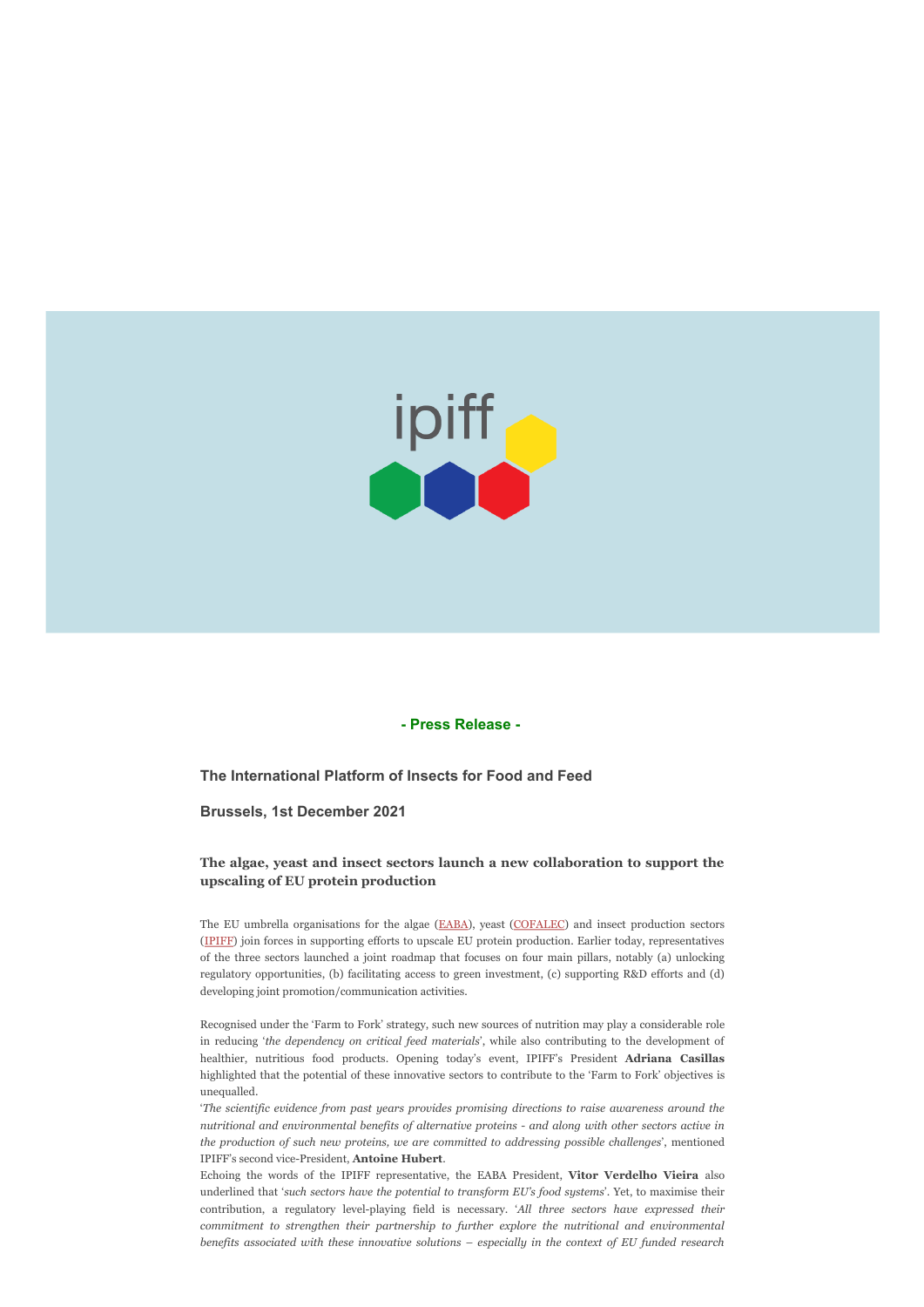**- Press Release -**

### The International Platform of Insects for Food and Feed

### Brussels, 1st December 2021

**The algae, yeast and insect sectors launch a new collaboration to support the upscaling of EU protein production**

The EU umbrella organisations for the algae (EABA), yeast (COFALEC) and insect production sectors (IPIFF) join forces in supporting efforts to upscale EU protein production. Earlier today, representatives of the three sectors launched a joint roadmap that focuses on four main pillars, notably (a) unlocking regulatory opportunities, (b) facilitating access to green investment, (c) supporting R&D efforts and (d) developing joint promotion/communication activities.

Recognised under the 'Farm to Fork' strategy, such new sources of nutrition may play a considerable role in reducing '*the dependency on critical feed materials*', while also contributing to the development of healthier, nutritious food products. Opening today's event, IPIFF's President **Adriana Casillas** highlighted that the potential of these innovative sectors to contribute to the 'Farm to Fork' objectives is unequalled.

'*The scientific evidence from past years provides promising directions to raise awareness around the nutritional and environmental benefits of alternative proteins - and along with other sectors active in the production of such new proteins, we are committed to addressing possible challenges*', mentioned IPIFF's second vice-President, **Antoine Hubert**.

Echoing the words of the IPIFF representative, the EABA President, **Vitor Verdelho Vieira** also underlined that '*such sectors have the potential to transform EU's food systems*'. Yet, to maximise their contribution, a regulatory level-playing field is necessary. '*All three sectors have expressed their commitment to strengthen their partnership to further explore the nutritional and environmental benefits associated with these innovative solutions – especially in the context of EU funded research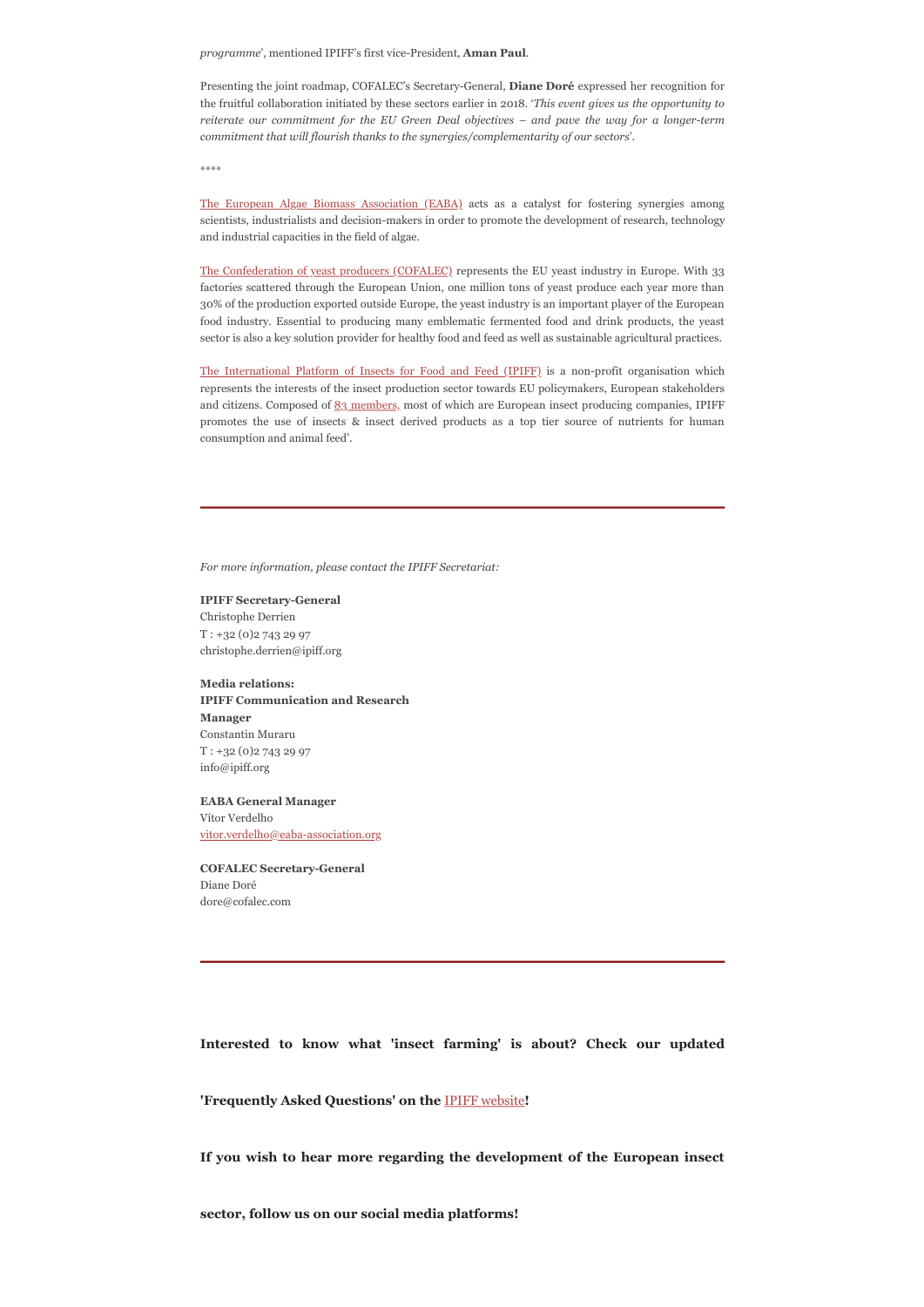*programme*', mentioned IPIFF's first vice-President, **Aman Paul**.

Presenting the joint roadmap, COFALEC's Secretary-General, **Diane Doré** expressed her recognition for the fruitful collaboration initiated by these sectors earlier in 2018. '*This event gives us the opportunity to reiterate our commitment for the EU Green Deal objectives – and pave the way for a longer-term commitment that will flourish thanks to the synergies/complementarity of our sectors*'.

****

The European Algae Biomass Association (EABA) acts as a catalyst for fostering synergies among scientists, industrialists and decision-makers in order to promote the development of research, technology and industrial capacities in the field of algae.

The Confederation of yeast producers (COFALEC) represents the EU yeast industry in Europe. With 33 factories scattered through the European Union, one million tons of yeast produce each year more than 30% of the production exported outside Europe, the yeast industry is an important player of the European food industry. Essential to producing many emblematic fermented food and drink products, the yeast sector is also a key solution provider for healthy food and feed as well as sustainable agricultural practices.

The International Platform of Insects for Food and Feed (IPIFF) is a non-profit organisation which represents the interests of the insect production sector towards EU policymakers, European stakeholders and citizens. Composed of 83 members, most of which are European insect producing companies, IPIFF promotes the use of insects & insect derived products as a top tier source of nutrients for human consumption and animal feed'.

---

*For more information, please contact the IPIFF Secretariat:*

**IPIFF Secretary-General**
Christophe Derrien
T : +32 (0)2 743 29 97
christophe.derrien@ipiff.org

**Media relations:**
**IPIFF Communication and Research Manager**
Constantin Muraru
T : +32 (0)2 743 29 97
info@ipiff.org

**EABA General Manager**
Vítor Verdelho
vitor.verdelho@eaba-association.org

**COFALEC Secretary-General**
Diane Doré
dore@cofalec.com

---

**Interested to know what 'insect farming' is about? Check our updated 'Frequently Asked Questions' on the IPIFF website!**

**If you wish to hear more regarding the development of the European insect sector, follow us on our social media platforms!**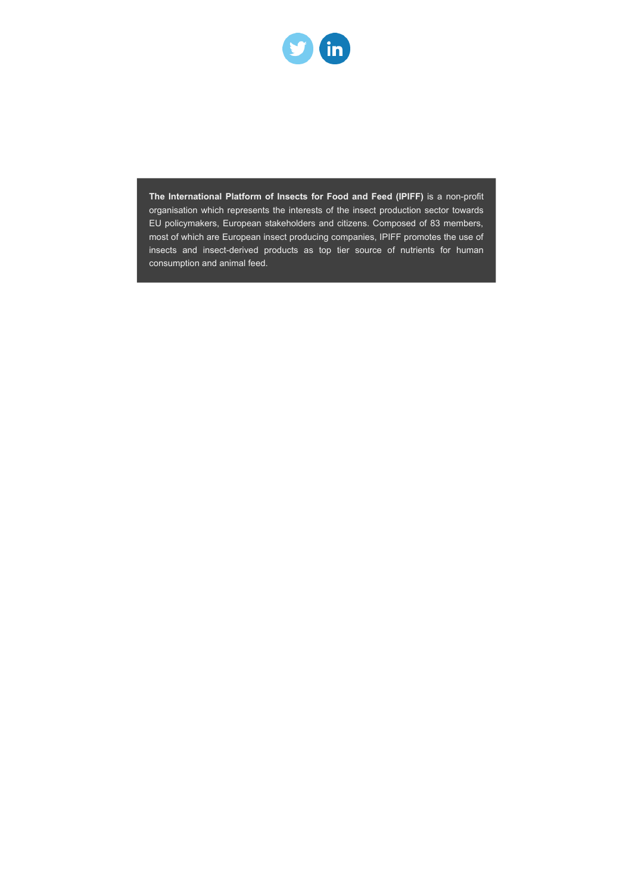**The International Platform of Insects for Food and Feed (IPIFF)** is a non-profit organisation which represents the interests of the insect production sector towards EU policymakers, European stakeholders and citizens. Composed of 83 members, most of which are European insect producing companies, IPIFF promotes the use of insects and insect-derived products as top tier source of nutrients for human consumption and animal feed.